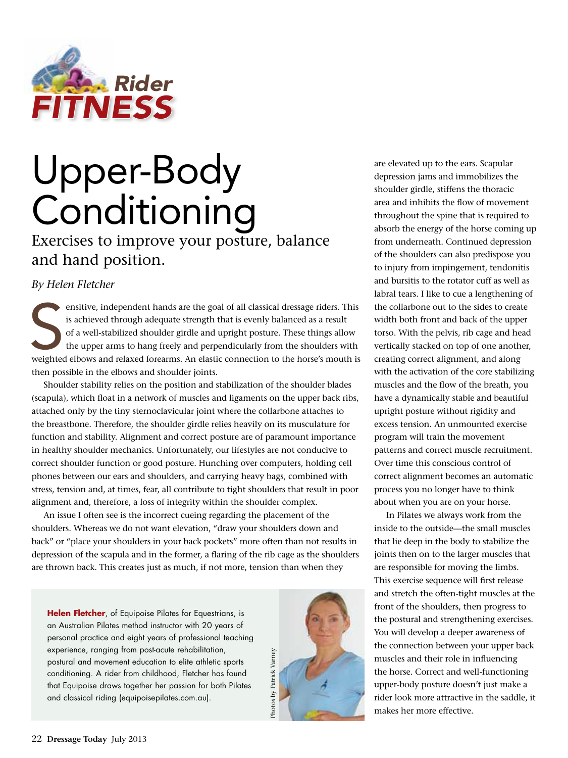Rider FITNESS

# Upper-Body Conditioning

## Exercises to improve your posture, balance and hand position.

*By Helen Fletcher*

Sensitive, independent hands are the goal of all classical dressage riders. This is achieved through adequate strength that is evenly balanced as a result of a well-stabilized shoulder girdle and upright posture. These things allow the upper arms to hang freely and perpendicularly from the shoulders with weighted elbows and relaxed forearms. An elastic connection to the horse's mouth is then possible in the elbows and shoulder joints.

Shoulder stability relies on the position and stabilization of the shoulder blades (scapula), which float in a network of muscles and ligaments on the upper back ribs, attached only by the tiny sternoclavicular joint where the collarbone attaches to the breastbone. Therefore, the shoulder girdle relies heavily on its musculature for function and stability. Alignment and correct posture are of paramount importance in healthy shoulder mechanics. Unfortunately, our lifestyles are not conducive to correct shoulder function or good posture. Hunching over computers, holding cell phones between our ears and shoulders, and carrying heavy bags, combined with stress, tension and, at times, fear, all contribute to tight shoulders that result in poor alignment and, therefore, a loss of integrity within the shoulder complex.

An issue I often see is the incorrect cueing regarding the placement of the shoulders. Whereas we do not want elevation, "draw your shoulders down and back" or "place your shoulders in your back pockets" more often than not results in depression of the scapula and in the former, a flaring of the rib cage as the shoulders are thrown back. This creates just as much, if not more, tension than when they are elevated up to the ears. Scapular depression jams and immobilizes the shoulder girdle, stiffens the thoracic area and inhibits the flow of movement throughout the spine that is required to absorb the energy of the horse coming up from underneath. Continued depression of the shoulders can also predispose you to injury from impingement, tendonitis and bursitis to the rotator cuff as well as labral tears. I like to cue a lengthening of the collarbone out to the sides to create width both front and back of the upper torso. With the pelvis, rib cage and head vertically stacked on top of one another, creating correct alignment, and along with the activation of the core stabilizing muscles and the flow of the breath, you have a dynamically stable and beautiful upright posture without rigidity and excess tension. An unmounted exercise program will train the movement patterns and correct muscle recruitment. Over time this conscious control of correct alignment becomes an automatic process you no longer have to think about when you are on your horse.

In Pilates we always work from the inside to the outside—the small muscles that lie deep in the body to stabilize the joints then on to the larger muscles that are responsible for moving the limbs. This exercise sequence will first release and stretch the often-tight muscles at the front of the shoulders, then progress to the postural and strengthening exercises. You will develop a deeper awareness of the connection between your upper back muscles and their role in influencing the horse. Correct and well-functioning upper-body posture doesn't just make a rider look more attractive in the saddle, it makes her more effective.

**Helen Fletcher**, of Equipoise Pilates for Equestrians, is an Australian Pilates method instructor with 20 years of personal practice and eight years of professional teaching experience, ranging from post-acute rehabilitation, postural and movement education to elite athletic sports conditioning. A rider from childhood, Fletcher has found that Equipoise draws together her passion for both Pilates and classical riding (equipoisepilates.com.au).

Photos by Patrick Varney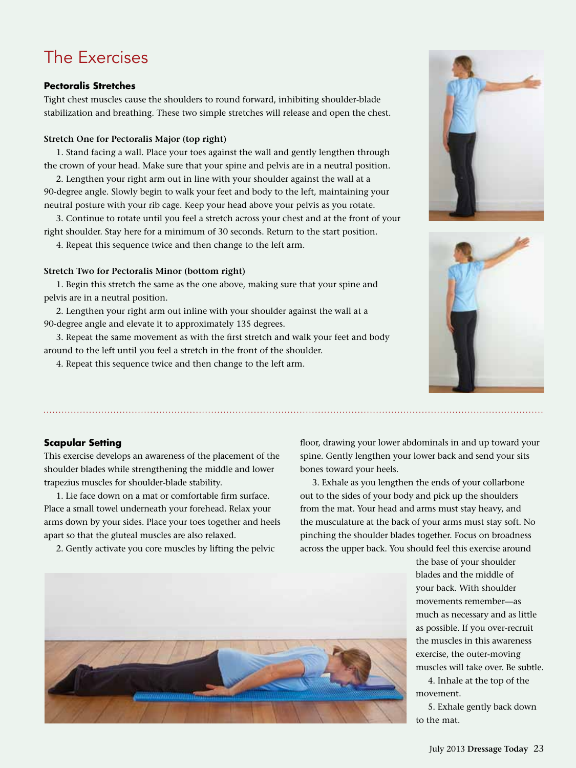# The Exercises

## Pectoralis Stretches

Tight chest muscles cause the shoulders to round forward, inhibiting shoulder-blade stabilization and breathing. These two simple stretches will release and open the chest.

### Stretch One for Pectoralis Major (top right)

1. Stand facing a wall. Place your toes against the wall and gently lengthen through the crown of your head. Make sure that your spine and pelvis are in a neutral position.
2. Lengthen your right arm out in line with your shoulder against the wall at a 90-degree angle. Slowly begin to walk your feet and body to the left, maintaining your neutral posture with your rib cage. Keep your head above your pelvis as you rotate.
3. Continue to rotate until you feel a stretch across your chest and at the front of your right shoulder. Stay here for a minimum of 30 seconds. Return to the start position.
4. Repeat this sequence twice and then change to the left arm.

### Stretch Two for Pectoralis Minor (bottom right)

1. Begin this stretch the same as the one above, making sure that your spine and pelvis are in a neutral position.
2. Lengthen your right arm out inline with your shoulder against the wall at a 90-degree angle and elevate it to approximately 135 degrees.
3. Repeat the same movement as with the first stretch and walk your feet and body around to the left until you feel a stretch in the front of the shoulder.
4. Repeat this sequence twice and then change to the left arm.

## Scapular Setting

This exercise develops an awareness of the placement of the shoulder blades while strengthening the middle and lower trapezius muscles for shoulder-blade stability.

1. Lie face down on a mat or comfortable firm surface. Place a small towel underneath your forehead. Relax your arms down by your sides. Place your toes together and heels apart so that the gluteal muscles are also relaxed.
2. Gently activate you core muscles by lifting the pelvic floor, drawing your lower abdominals in and up toward your spine. Gently lengthen your lower back and send your sits bones toward your heels.
3. Exhale as you lengthen the ends of your collarbone out to the sides of your body and pick up the shoulders from the mat. Your head and arms must stay heavy, and the musculature at the back of your arms must stay soft. No pinching the shoulder blades together. Focus on broadness across the upper back. You should feel this exercise around the base of your shoulder blades and the middle of your back. With shoulder movements remember—as much as necessary and as little as possible. If you over-recruit the muscles in this awareness exercise, the outer-moving muscles will take over. Be subtle.
4. Inhale at the top of the movement.
5. Exhale gently back down to the mat.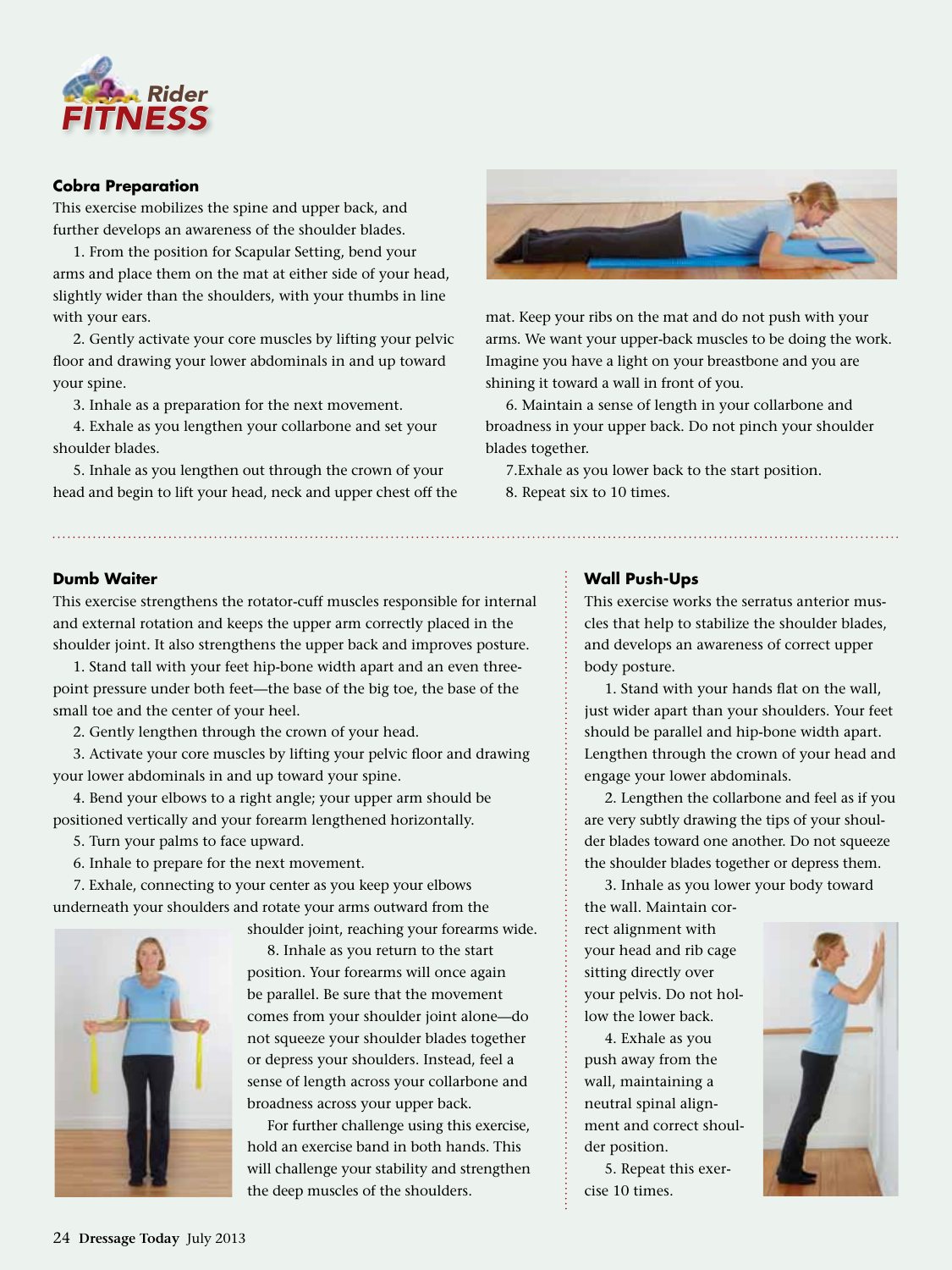## Rider FITNESS

### Cobra Preparation

This exercise mobilizes the spine and upper back, and further develops an awareness of the shoulder blades.

1. From the position for Scapular Setting, bend your arms and place them on the mat at either side of your head, slightly wider than the shoulders, with your thumbs in line with your ears.
2. Gently activate your core muscles by lifting your pelvic floor and drawing your lower abdominals in and up toward your spine.
3. Inhale as a preparation for the next movement.
4. Exhale as you lengthen your collarbone and set your shoulder blades.
5. Inhale as you lengthen out through the crown of your head and begin to lift your head, neck and upper chest off the mat. Keep your ribs on the mat and do not push with your arms. We want your upper-back muscles to be doing the work. Imagine you have a light on your breastbone and you are shining it toward a wall in front of you.
6. Maintain a sense of length in your collarbone and broadness in your upper back. Do not pinch your shoulder blades together.
7. Exhale as you lower back to the start position.
8. Repeat six to 10 times.

### Dumb Waiter

This exercise strengthens the rotator-cuff muscles responsible for internal and external rotation and keeps the upper arm correctly placed in the shoulder joint. It also strengthens the upper back and improves posture.

1. Stand tall with your feet hip-bone width apart and an even three-point pressure under both feet—the base of the big toe, the base of the small toe and the center of your heel.
2. Gently lengthen through the crown of your head.
3. Activate your core muscles by lifting your pelvic floor and drawing your lower abdominals in and up toward your spine.
4. Bend your elbows to a right angle; your upper arm should be positioned vertically and your forearm lengthened horizontally.
5. Turn your palms to face upward.
6. Inhale to prepare for the next movement.
7. Exhale, connecting to your center as you keep your elbows underneath your shoulders and rotate your arms outward from the shoulder joint, reaching your forearms wide.
8. Inhale as you return to the start position. Your forearms will once again be parallel. Be sure that the movement comes from your shoulder joint alone—do not squeeze your shoulder blades together or depress your shoulders. Instead, feel a sense of length across your collarbone and broadness across your upper back.

For further challenge using this exercise, hold an exercise band in both hands. This will challenge your stability and strengthen the deep muscles of the shoulders.

### Wall Push-Ups

This exercise works the serratus anterior muscles that help to stabilize the shoulder blades, and develops an awareness of correct upper body posture.

1. Stand with your hands flat on the wall, just wider apart than your shoulders. Your feet should be parallel and hip-bone width apart. Lengthen through the crown of your head and engage your lower abdominals.
2. Lengthen the collarbone and feel as if you are very subtly drawing the tips of your shoulder blades toward one another. Do not squeeze the shoulder blades together or depress them.
3. Inhale as you lower your body toward the wall. Maintain correct alignment with your head and rib cage sitting directly over your pelvis. Do not hollow the lower back.
4. Exhale as you push away from the wall, maintaining a neutral spinal alignment and correct shoulder position.
5. Repeat this exercise 10 times.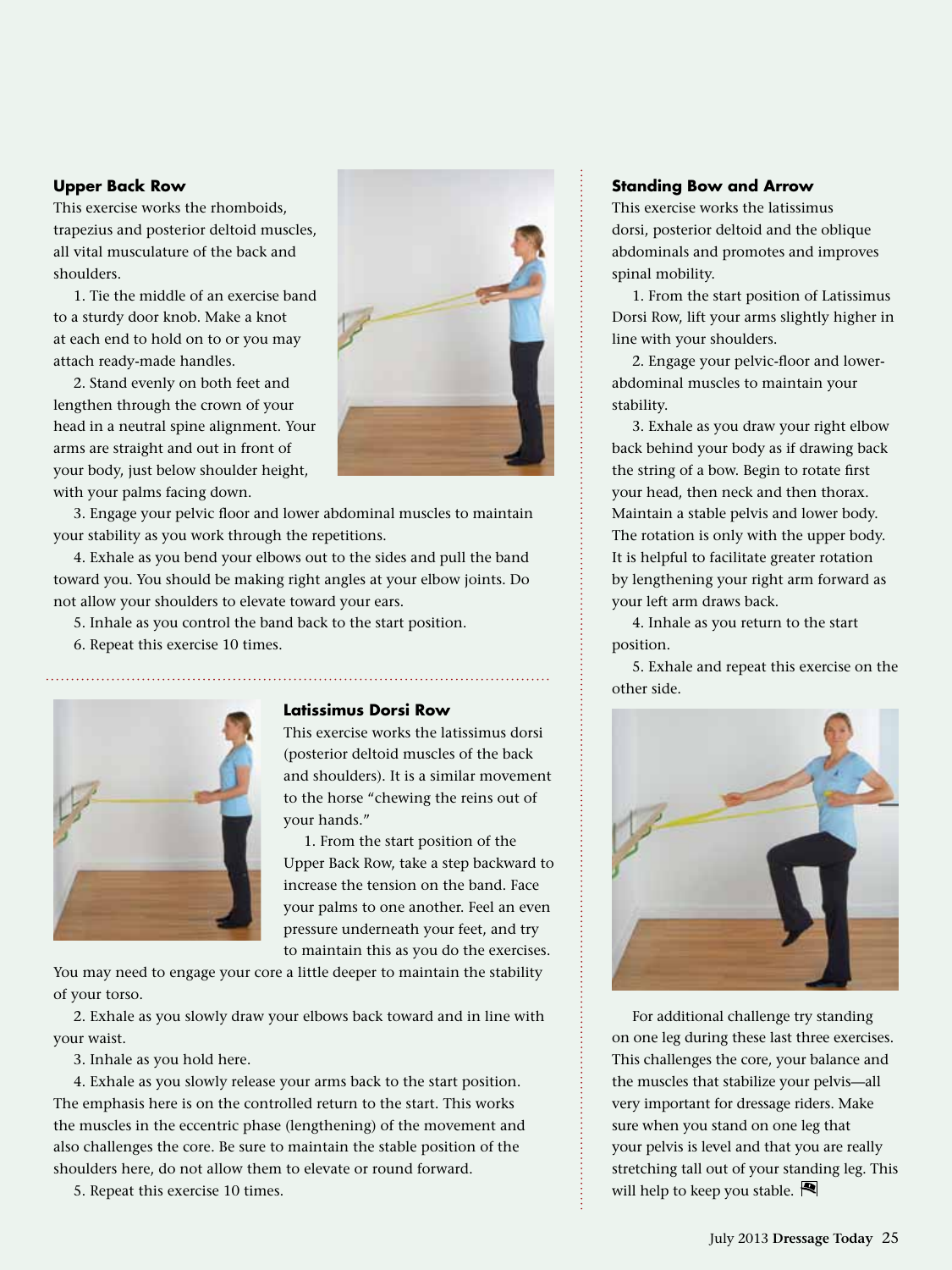### Upper Back Row

This exercise works the rhomboids, trapezius and posterior deltoid muscles, all vital musculature of the back and shoulders.

1. Tie the middle of an exercise band to a sturdy door knob. Make a knot at each end to hold on to or you may attach ready-made handles.
2. Stand evenly on both feet and lengthen through the crown of your head in a neutral spine alignment. Your arms are straight and out in front of your body, just below shoulder height, with your palms facing down.
3. Engage your pelvic floor and lower abdominal muscles to maintain your stability as you work through the repetitions.
4. Exhale as you bend your elbows out to the sides and pull the band toward you. You should be making right angles at your elbow joints. Do not allow your shoulders to elevate toward your ears.
5. Inhale as you control the band back to the start position.
6. Repeat this exercise 10 times.

### Latissimus Dorsi Row

This exercise works the latissimus dorsi (posterior deltoid muscles of the back and shoulders). It is a similar movement to the horse "chewing the reins out of your hands."

1. From the start position of the Upper Back Row, take a step backward to increase the tension on the band. Face your palms to one another. Feel an even pressure underneath your feet, and try to maintain this as you do the exercises. You may need to engage your core a little deeper to maintain the stability of your torso.
2. Exhale as you slowly draw your elbows back toward and in line with your waist.
3. Inhale as you hold here.
4. Exhale as you slowly release your arms back to the start position. The emphasis here is on the controlled return to the start. This works the muscles in the eccentric phase (lengthening) of the movement and also challenges the core. Be sure to maintain the stable position of the shoulders here, do not allow them to elevate or round forward.
5. Repeat this exercise 10 times.

### Standing Bow and Arrow

This exercise works the latissimus dorsi, posterior deltoid and the oblique abdominals and promotes and improves spinal mobility.

1. From the start position of Latissimus Dorsi Row, lift your arms slightly higher in line with your shoulders.
2. Engage your pelvic-floor and lower-abdominal muscles to maintain your stability.
3. Exhale as you draw your right elbow back behind your body as if drawing back the string of a bow. Begin to rotate first your head, then neck and then thorax. Maintain a stable pelvis and lower body. The rotation is only with the upper body. It is helpful to facilitate greater rotation by lengthening your right arm forward as your left arm draws back.
4. Inhale as you return to the start position.
5. Exhale and repeat this exercise on the other side.

For additional challenge try standing on one leg during these last three exercises. This challenges the core, your balance and the muscles that stabilize your pelvis—all very important for dressage riders. Make sure when you stand on one leg that your pelvis is level and that you are really stretching tall out of your standing leg. This will help to keep you stable.